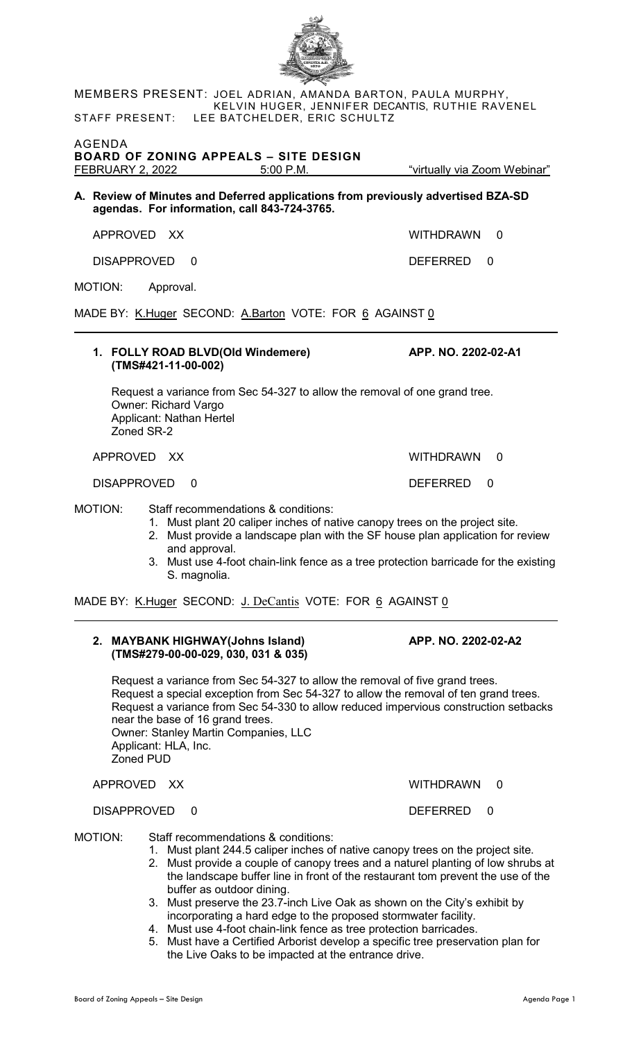MEMBERS PRESENT: JOEL ADRIAN, AMANDA BARTON, PAULA MURPHY, KELVIN HUGER, JENNIFER DECANTIS, RUTHIE RAVENEL
STAFF PRESENT: LEE BATCHELDER, ERIC SCHULTZ

AGENDA
**BOARD OF ZONING APPEALS – SITE DESIGN**
FEBRUARY 2, 2022 5:00 P.M. "virtually via Zoom Webinar"

**A. Review of Minutes and Deferred applications from previously advertised BZA-SD agendas. For information, call 843-724-3765.**

APPROVED XX WITHDRAWN 0

DISAPPROVED 0 DEFERRED 0

MOTION: Approval.

MADE BY: K.Huger SECOND: A.Barton VOTE: FOR 6 AGAINST 0

---

**1. FOLLY ROAD BLVD(Old Windemere) (TMS#421-11-00-002)** **APP. NO. 2202-02-A1**

Request a variance from Sec 54-327 to allow the removal of one grand tree.
Owner: Richard Vargo
Applicant: Nathan Hertel
Zoned SR-2

APPROVED XX WITHDRAWN 0

DISAPPROVED 0 DEFERRED 0

MOTION: Staff recommendations & conditions:
1. Must plant 20 caliper inches of native canopy trees on the project site.
2. Must provide a landscape plan with the SF house plan application for review and approval.
3. Must use 4-foot chain-link fence as a tree protection barricade for the existing S. magnolia.

MADE BY: K.Huger SECOND: J. DeCantis VOTE: FOR 6 AGAINST 0

---

**2. MAYBANK HIGHWAY(Johns Island) (TMS#279-00-00-029, 030, 031 & 035)** **APP. NO. 2202-02-A2**

Request a variance from Sec 54-327 to allow the removal of five grand trees.
Request a special exception from Sec 54-327 to allow the removal of ten grand trees.
Request a variance from Sec 54-330 to allow reduced impervious construction setbacks near the base of 16 grand trees.
Owner: Stanley Martin Companies, LLC
Applicant: HLA, Inc.
Zoned PUD

APPROVED XX WITHDRAWN 0

DISAPPROVED 0 DEFERRED 0

MOTION: Staff recommendations & conditions:
1. Must plant 244.5 caliper inches of native canopy trees on the project site.
2. Must provide a couple of canopy trees and a naturel planting of low shrubs at the landscape buffer line in front of the restaurant tom prevent the use of the buffer as outdoor dining.
3. Must preserve the 23.7-inch Live Oak as shown on the City's exhibit by incorporating a hard edge to the proposed stormwater facility.
4. Must use 4-foot chain-link fence as tree protection barricades.
5. Must have a Certified Arborist develop a specific tree preservation plan for the Live Oaks to be impacted at the entrance drive.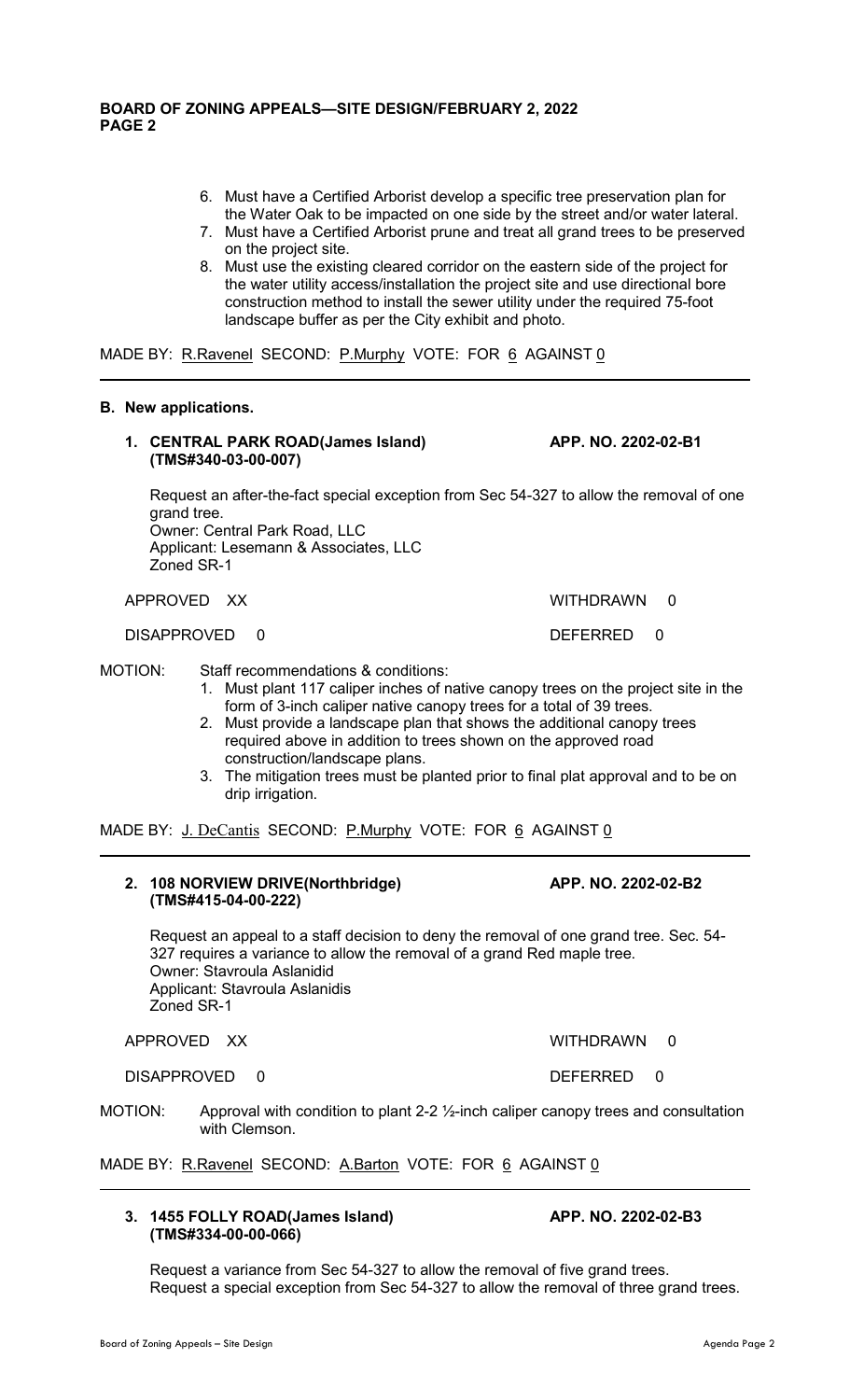6. Must have a Certified Arborist develop a specific tree preservation plan for the Water Oak to be impacted on one side by the street and/or water lateral.
7. Must have a Certified Arborist prune and treat all grand trees to be preserved on the project site.
8. Must use the existing cleared corridor on the eastern side of the project for the water utility access/installation the project site and use directional bore construction method to install the sewer utility under the required 75-foot landscape buffer as per the City exhibit and photo.

MADE BY: R.Ravenel SECOND: P.Murphy VOTE: FOR 6 AGAINST 0

---

**B. New applications.**

**1. CENTRAL PARK ROAD(James Island) (TMS#340-03-00-007)** **APP. NO. 2202-02-B1**

Request an after-the-fact special exception from Sec 54-327 to allow the removal of one grand tree.
Owner: Central Park Road, LLC
Applicant: Lesemann & Associates, LLC
Zoned SR-1

APPROVED XX WITHDRAWN 0

DISAPPROVED 0 DEFERRED 0

MOTION: Staff recommendations & conditions:

1. Must plant 117 caliper inches of native canopy trees on the project site in the form of 3-inch caliper native canopy trees for a total of 39 trees.
2. Must provide a landscape plan that shows the additional canopy trees required above in addition to trees shown on the approved road construction/landscape plans.
3. The mitigation trees must be planted prior to final plat approval and to be on drip irrigation.

MADE BY: J. DeCantis SECOND: P.Murphy VOTE: FOR 6 AGAINST 0

---

**2. 108 NORVIEW DRIVE(Northbridge) (TMS#415-04-00-222)** **APP. NO. 2202-02-B2**

Request an appeal to a staff decision to deny the removal of one grand tree. Sec. 54-327 requires a variance to allow the removal of a grand Red maple tree.
Owner: Stavroula Aslanidid
Applicant: Stavroula Aslanidis
Zoned SR-1

APPROVED XX WITHDRAWN 0

DISAPPROVED 0 DEFERRED 0

MOTION: Approval with condition to plant 2-2 ½-inch caliper canopy trees and consultation with Clemson.

MADE BY: R.Ravenel SECOND: A.Barton VOTE: FOR 6 AGAINST 0

---

**3. 1455 FOLLY ROAD(James Island) (TMS#334-00-00-066)** **APP. NO. 2202-02-B3**

Request a variance from Sec 54-327 to allow the removal of five grand trees.
Request a special exception from Sec 54-327 to allow the removal of three grand trees.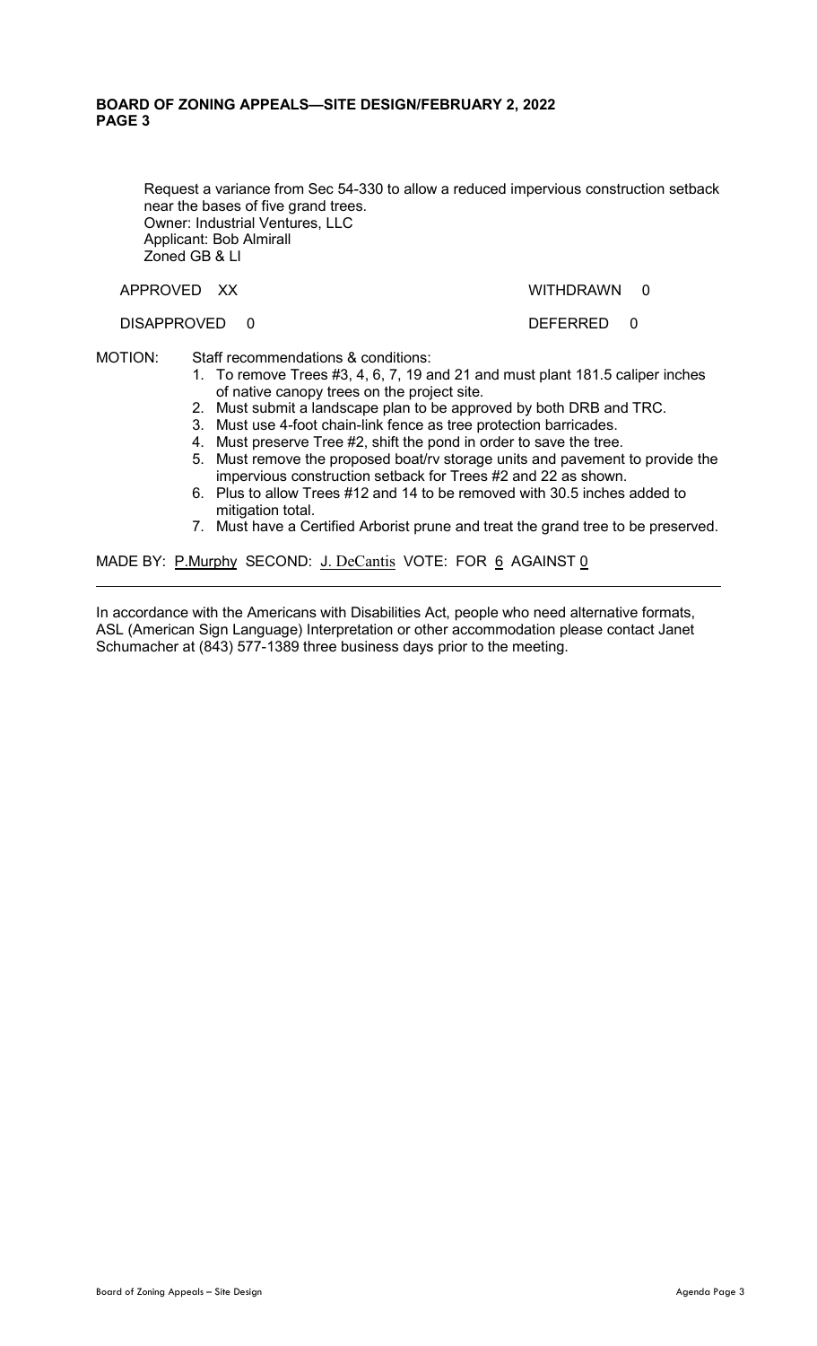Request a variance from Sec 54-330 to allow a reduced impervious construction setback near the bases of five grand trees.
Owner: Industrial Ventures, LLC
Applicant: Bob Almirall
Zoned GB & LI

APPROVED XX WITHDRAWN 0

DISAPPROVED 0 DEFERRED 0

MOTION: Staff recommendations & conditions:

1. To remove Trees #3, 4, 6, 7, 19 and 21 and must plant 181.5 caliper inches of native canopy trees on the project site.
2. Must submit a landscape plan to be approved by both DRB and TRC.
3. Must use 4-foot chain-link fence as tree protection barricades.
4. Must preserve Tree #2, shift the pond in order to save the tree.
5. Must remove the proposed boat/rv storage units and pavement to provide the impervious construction setback for Trees #2 and 22 as shown.
6. Plus to allow Trees #12 and 14 to be removed with 30.5 inches added to mitigation total.
7. Must have a Certified Arborist prune and treat the grand tree to be preserved.

MADE BY: P.Murphy SECOND: J. DeCantis VOTE: FOR 6 AGAINST 0

---

In accordance with the Americans with Disabilities Act, people who need alternative formats, ASL (American Sign Language) Interpretation or other accommodation please contact Janet Schumacher at (843) 577-1389 three business days prior to the meeting.